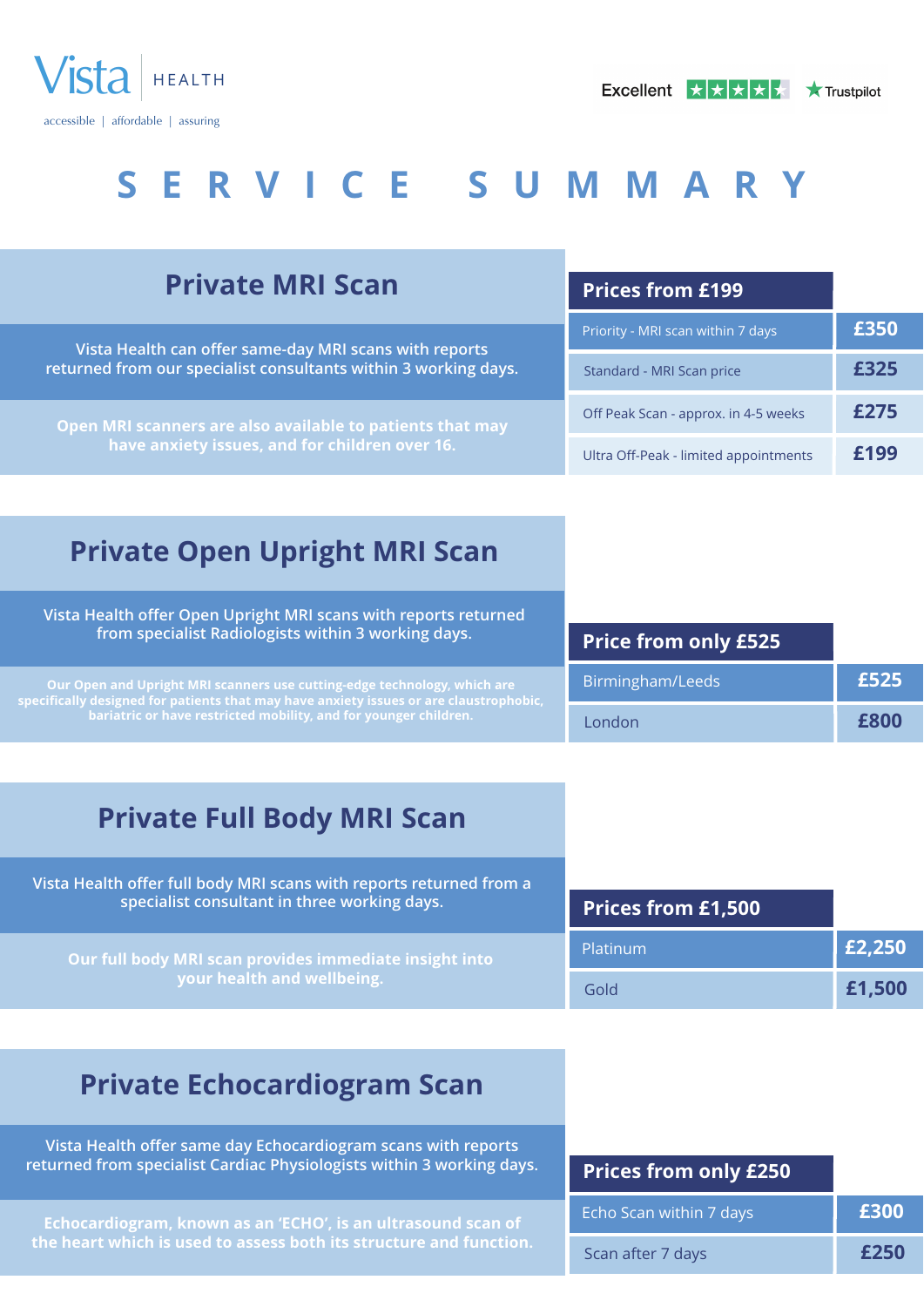Vista HEALTH

accessible | affordable | assuring

Excellent ★★★★★ Trustpilot

# SERVICE SUMMARY

## Private MRI Scan

Vista Health can offer same-day MRI scans with reports returned from our specialist consultants within 3 working days.

Open MRI scanners are also available to patients that may have anxiety issues, and for children over 16.

| Prices from £199 | |
|---|---|
| Priority - MRI scan within 7 days | £350 |
| Standard - MRI Scan price | £325 |
| Off Peak Scan - approx. in 4-5 weeks | £275 |
| Ultra Off-Peak - limited appointments | £199 |

## Private Open Upright MRI Scan

Vista Health offer Open Upright MRI scans with reports returned from specialist Radiologists within 3 working days.

Our Open and Upright MRI scanners use cutting-edge technology, which are specifically designed for patients that may have anxiety issues or are claustrophobic, bariatric or have restricted mobility, and for younger children.

| Price from only £525 | |
|---|---|
| Birmingham/Leeds | £525 |
| London | £800 |

## Private Full Body MRI Scan

Vista Health offer full body MRI scans with reports returned from a specialist consultant in three working days.

Our full body MRI scan provides immediate insight into your health and wellbeing.

| Prices from £1,500 | |
|---|---|
| Platinum | £2,250 |
| Gold | £1,500 |

## Private Echocardiogram Scan

Vista Health offer same day Echocardiogram scans with reports returned from specialist Cardiac Physiologists within 3 working days.

Echocardiogram, known as an 'ECHO', is an ultrasound scan of the heart which is used to assess both its structure and function.

| Prices from only £250 | |
|---|---|
| Echo Scan within 7 days | £300 |
| Scan after 7 days | £250 |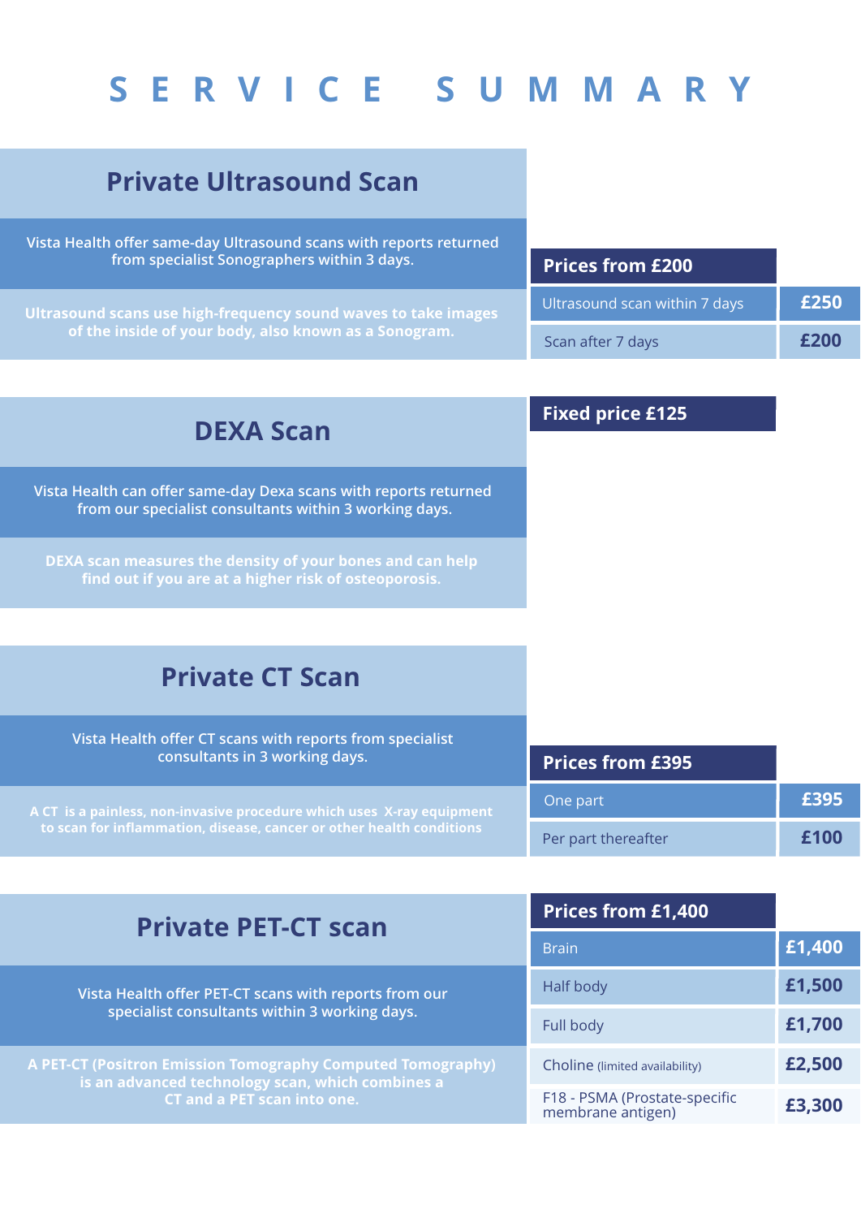# SERVICE SUMMARY

## Private Ultrasound Scan

Vista Health offer same-day Ultrasound scans with reports returned from specialist Sonographers within 3 days.

**Ultrasound scans use high-frequency sound waves to take images of the inside of your body, also known as a Sonogram.**

| Prices from £200 | |
|---|---|
| Ultrasound scan within 7 days | £250 |
| Scan after 7 days | £200 |

## DEXA Scan

Vista Health can offer same-day Dexa scans with reports returned from our specialist consultants within 3 working days.

**DEXA scan measures the density of your bones and can help find out if you are at a higher risk of osteoporosis.**

**Fixed price £125**

## Private CT Scan

Vista Health offer CT scans with reports from specialist consultants in 3 working days.

**A CT is a painless, non-invasive procedure which uses X-ray equipment to scan for inflammation, disease, cancer or other health conditions**

| Prices from £395 | |
|---|---|
| One part | £395 |
| Per part thereafter | £100 |

## Private PET-CT scan

Vista Health offer PET-CT scans with reports from our specialist consultants within 3 working days.

**A PET-CT (Positron Emission Tomography Computed Tomography) is an advanced technology scan, which combines a CT and a PET scan into one.**

| Prices from £1,400 | |
|---|---|
| Brain | £1,400 |
| Half body | £1,500 |
| Full body | £1,700 |
| Choline (limited availability) | £2,500 |
| F18 - PSMA (Prostate-specific membrane antigen) | £3,300 |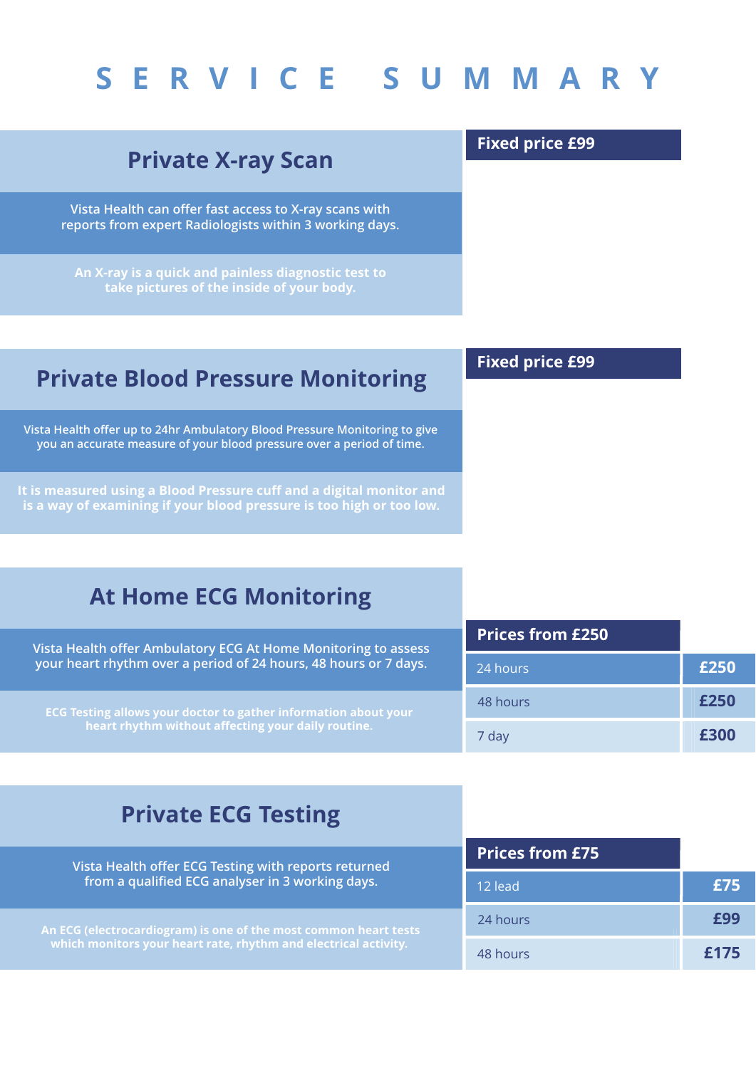# SERVICE SUMMARY

## Private X-ray Scan

**Fixed price £99**

Vista Health can offer fast access to X-ray scans with reports from expert Radiologists within 3 working days.

**An X-ray is a quick and painless diagnostic test to take pictures of the inside of your body.**

## Private Blood Pressure Monitoring

**Fixed price £99**

Vista Health offer up to 24hr Ambulatory Blood Pressure Monitoring to give you an accurate measure of your blood pressure over a period of time.

**It is measured using a Blood Pressure cuff and a digital monitor and is a way of examining if your blood pressure is too high or too low.**

## At Home ECG Monitoring

Vista Health offer Ambulatory ECG At Home Monitoring to assess your heart rhythm over a period of 24 hours, 48 hours or 7 days.

**ECG Testing allows your doctor to gather information about your heart rhythm without affecting your daily routine.**

| Prices from £250 | |
|---|---|
| 24 hours | **£250** |
| 48 hours | **£250** |
| 7 day | **£300** |

## Private ECG Testing

Vista Health offer ECG Testing with reports returned from a qualified ECG analyser in 3 working days.

**An ECG (electrocardiogram) is one of the most common heart tests which monitors your heart rate, rhythm and electrical activity.**

| Prices from £75 | |
|---|---|
| 12 lead | **£75** |
| 24 hours | **£99** |
| 48 hours | **£175** |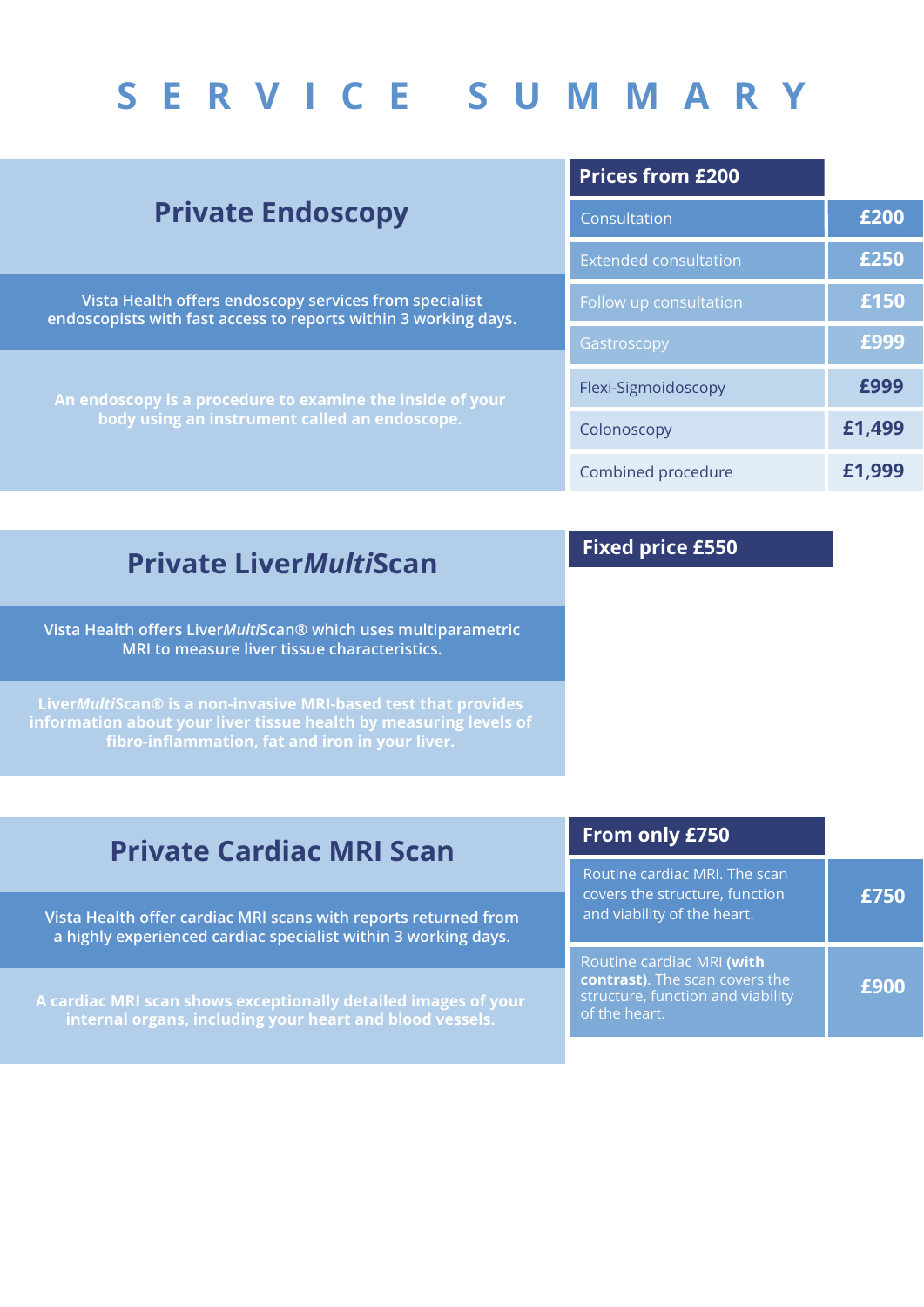# SERVICE SUMMARY

## Private Endoscopy

Vista Health offers endoscopy services from specialist endoscopists with fast access to reports within 3 working days.

**An endoscopy is a procedure to examine the inside of your body using an instrument called an endoscope.**

| Prices from £200 | |
|---|---|
| Consultation | £200 |
| Extended consultation | £250 |
| Follow up consultation | £150 |
| Gastroscopy | £999 |
| Flexi-Sigmoidoscopy | £999 |
| Colonoscopy | £1,499 |
| Combined procedure | £1,999 |

## Private Liver*Multi*Scan

Vista Health offers Liver*Multi*Scan® which uses multiparametric MRI to measure liver tissue characteristics.

**Liver*Multi*Scan® is a non-invasive MRI-based test that provides information about your liver tissue health by measuring levels of fibro-inflammation, fat and iron in your liver.**

**Fixed price £550**

## Private Cardiac MRI Scan

Vista Health offer cardiac MRI scans with reports returned from a highly experienced cardiac specialist within 3 working days.

**A cardiac MRI scan shows exceptionally detailed images of your internal organs, including your heart and blood vessels.**

| From only £750 | |
|---|---|
| Routine cardiac MRI. The scan covers the structure, function and viability of the heart. | £750 |
| Routine cardiac MRI **(with contrast)**. The scan covers the structure, function and viability of the heart. | £900 |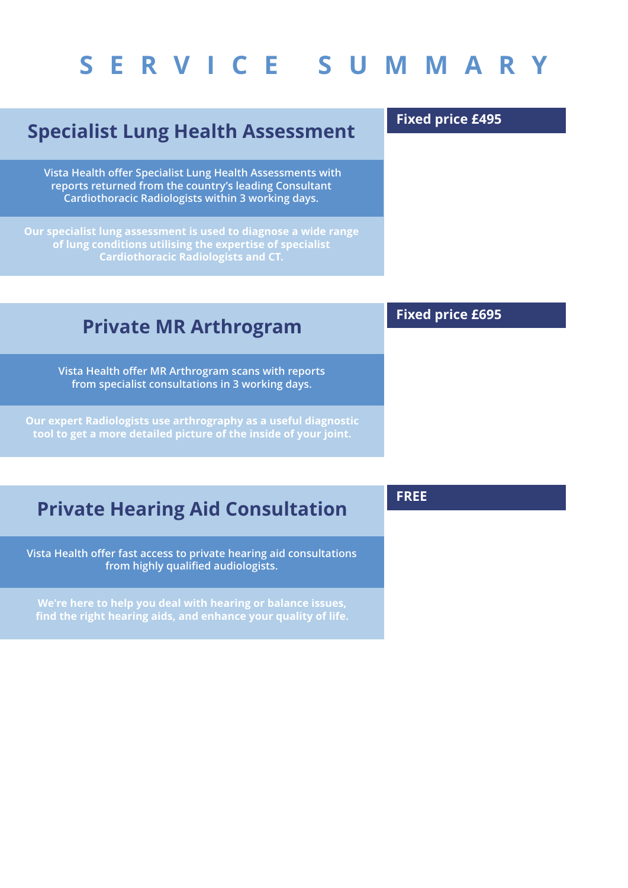# SERVICE SUMMARY

## Specialist Lung Health Assessment

**Fixed price £495**

Vista Health offer Specialist Lung Health Assessments with reports returned from the country's leading Consultant Cardiothoracic Radiologists within 3 working days.

**Our specialist lung assessment is used to diagnose a wide range of lung conditions utilising the expertise of specialist Cardiothoracic Radiologists and CT.**

## Private MR Arthrogram

**Fixed price £695**

Vista Health offer MR Arthrogram scans with reports from specialist consultations in 3 working days.

**Our expert Radiologists use arthrography as a useful diagnostic tool to get a more detailed picture of the inside of your joint.**

## Private Hearing Aid Consultation

**FREE**

Vista Health offer fast access to private hearing aid consultations from highly qualified audiologists.

**We're here to help you deal with hearing or balance issues, find the right hearing aids, and enhance your quality of life.**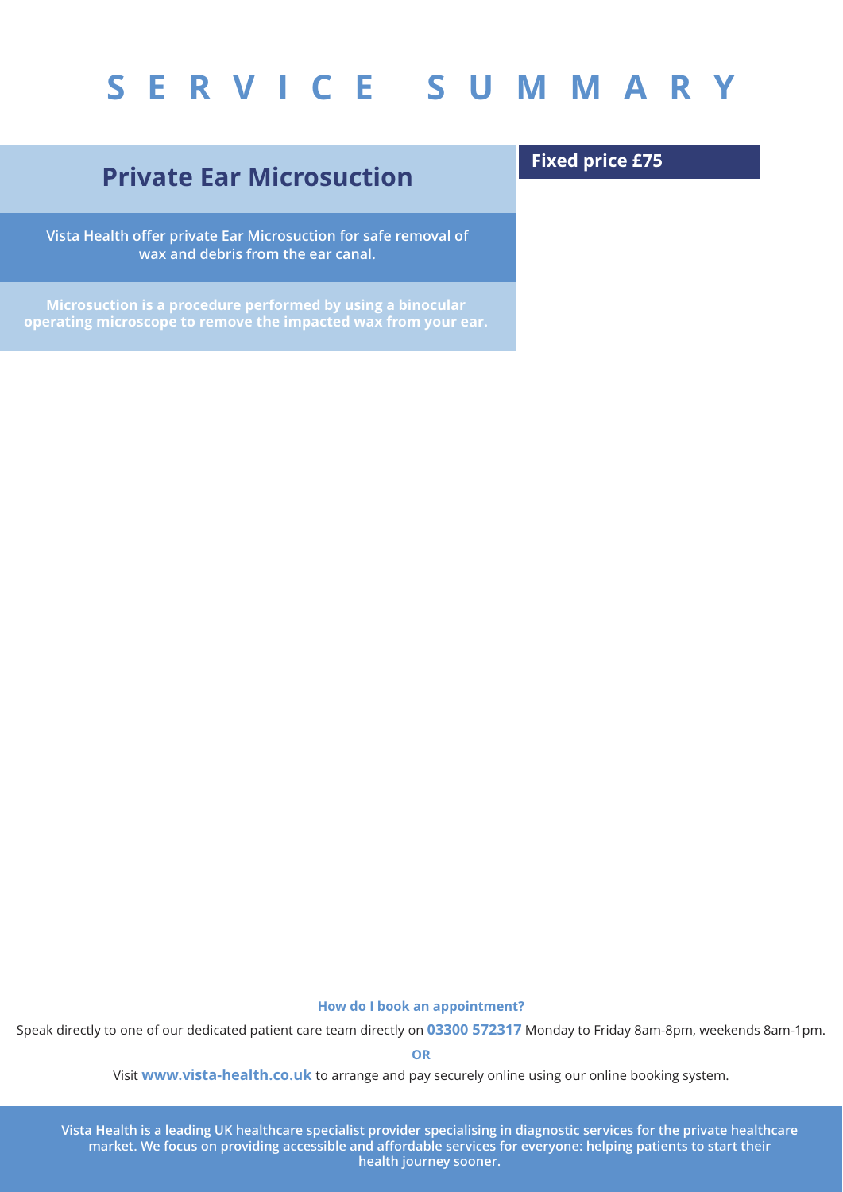# SERVICE SUMMARY

## Private Ear Microsuction

**Fixed price £75**

**Vista Health offer private Ear Microsuction for safe removal of wax and debris from the ear canal.**

**Microsuction is a procedure performed by using a binocular operating microscope to remove the impacted wax from your ear.**

**How do I book an appointment?**

Speak directly to one of our dedicated patient care team directly on **03300 572317** Monday to Friday 8am-8pm, weekends 8am-1pm.

**OR**

Visit **www.vista-health.co.uk** to arrange and pay securely online using our online booking system.

**Vista Health is a leading UK healthcare specialist provider specialising in diagnostic services for the private healthcare market. We focus on providing accessible and affordable services for everyone: helping patients to start their health journey sooner.**